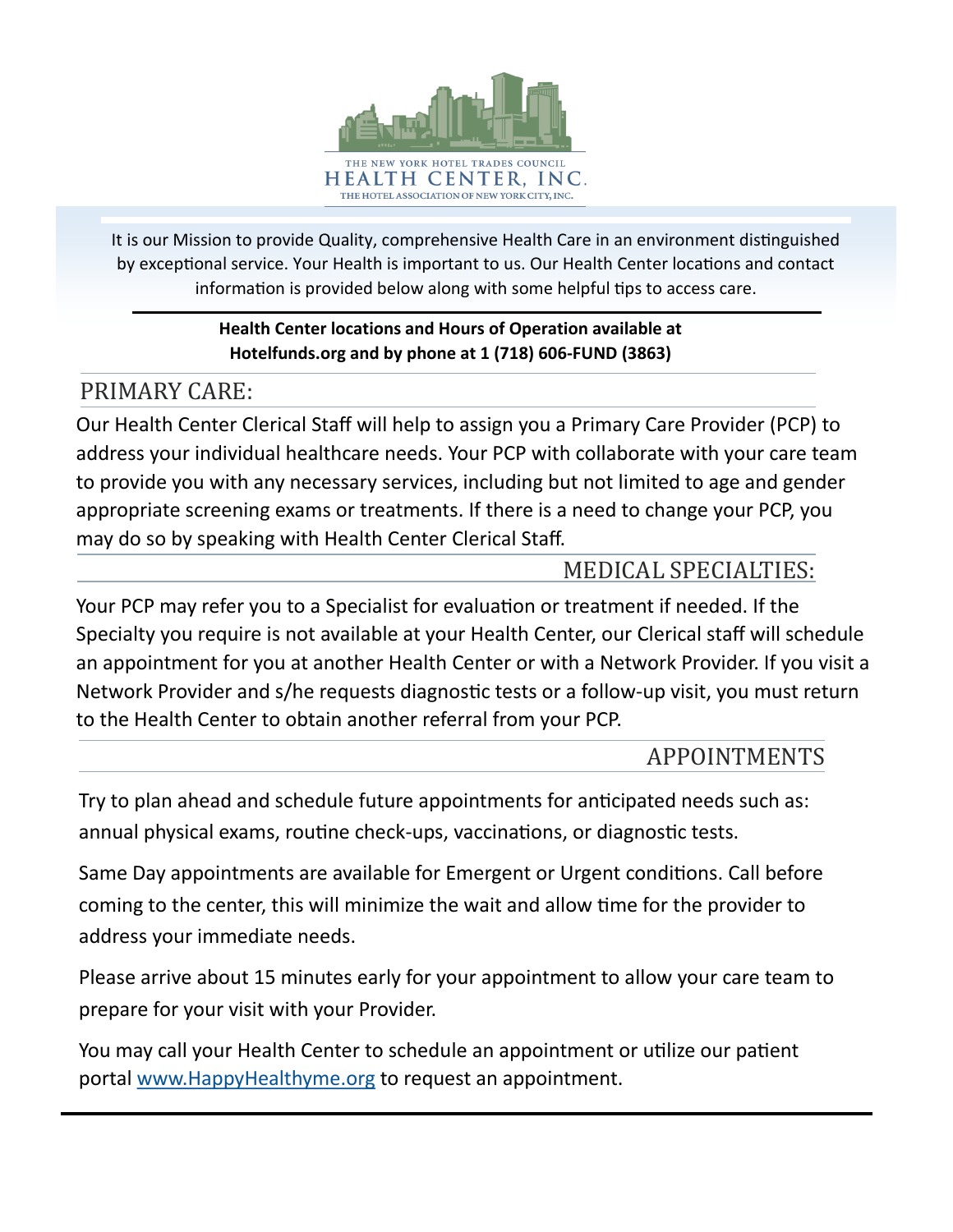THE NEW YORK HOTEL TRADES COUNCIL
HEALTH CENTER, INC.
THE HOTEL ASSOCIATION OF NEW YORK CITY, INC.

It is our Mission to provide Quality, comprehensive Health Care in an environment distinguished by exceptional service. Your Health is important to us. Our Health Center locations and contact information is provided below along with some helpful tips to access care.

**Health Center locations and Hours of Operation available at Hotelfunds.org and by phone at 1 (718) 606-FUND (3863)**

## PRIMARY CARE:

Our Health Center Clerical Staff will help to assign you a Primary Care Provider (PCP) to address your individual healthcare needs. Your PCP with collaborate with your care team to provide you with any necessary services, including but not limited to age and gender appropriate screening exams or treatments. If there is a need to change your PCP, you may do so by speaking with Health Center Clerical Staff.

## MEDICAL SPECIALTIES:

Your PCP may refer you to a Specialist for evaluation or treatment if needed. If the Specialty you require is not available at your Health Center, our Clerical staff will schedule an appointment for you at another Health Center or with a Network Provider. If you visit a Network Provider and s/he requests diagnostic tests or a follow-up visit, you must return to the Health Center to obtain another referral from your PCP.

## APPOINTMENTS

Try to plan ahead and schedule future appointments for anticipated needs such as: annual physical exams, routine check-ups, vaccinations, or diagnostic tests.

Same Day appointments are available for Emergent or Urgent conditions. Call before coming to the center, this will minimize the wait and allow time for the provider to address your immediate needs.

Please arrive about 15 minutes early for your appointment to allow your care team to prepare for your visit with your Provider.

You may call your Health Center to schedule an appointment or utilize our patient portal www.HappyHealthyme.org to request an appointment.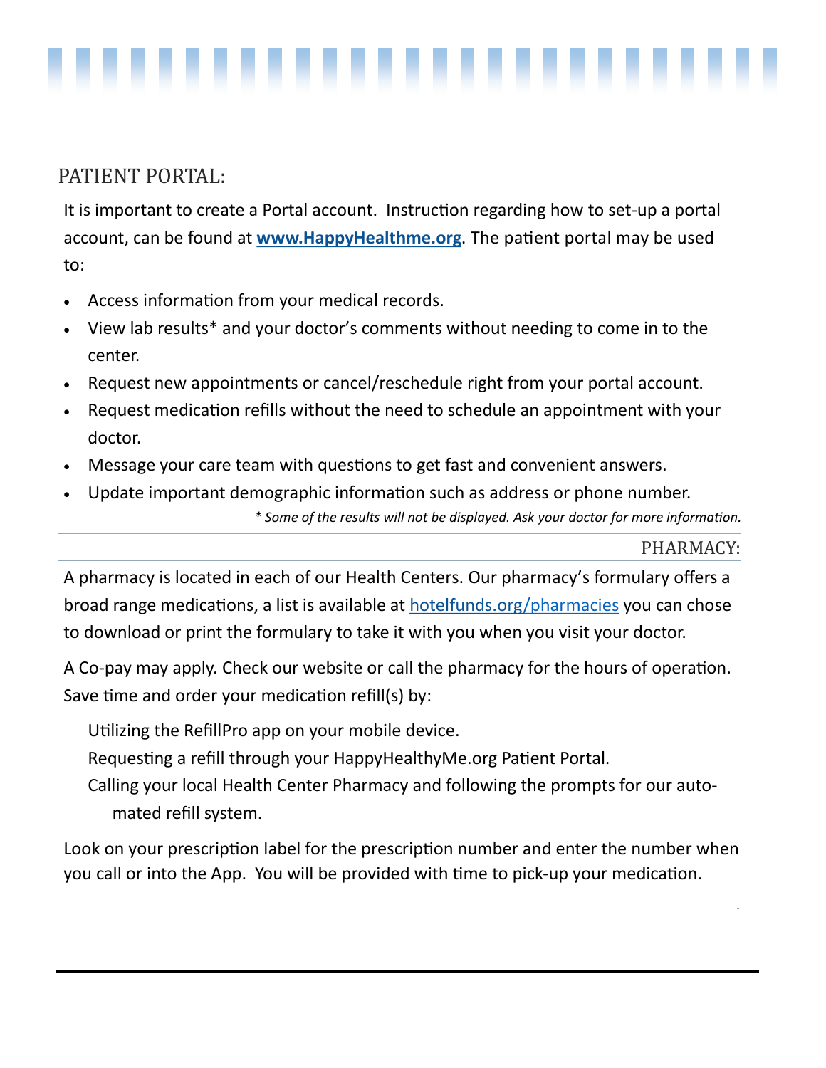## PATIENT PORTAL:

It is important to create a Portal account. Instruction regarding how to set-up a portal account, can be found at **[www.HappyHealthme.org](http://www.HappyHealthme.org)**. The patient portal may be used to:

- Access information from your medical records.
- View lab results* and your doctor's comments without needing to come in to the center.
- Request new appointments or cancel/reschedule right from your portal account.
- Request medication refills without the need to schedule an appointment with your doctor.
- Message your care team with questions to get fast and convenient answers.
- Update important demographic information such as address or phone number.

*\* Some of the results will not be displayed. Ask your doctor for more information.*

## PHARMACY:

A pharmacy is located in each of our Health Centers. Our pharmacy's formulary offers a broad range medications, a list is available at [hotelfunds.org/pharmacies](hotelfunds.org/pharmacies) you can chose to download or print the formulary to take it with you when you visit your doctor.

A Co-pay may apply. Check our website or call the pharmacy for the hours of operation. Save time and order your medication refill(s) by:

Utilizing the RefillPro app on your mobile device.

Requesting a refill through your HappyHealthyMe.org Patient Portal.

Calling your local Health Center Pharmacy and following the prompts for our automated refill system.

Look on your prescription label for the prescription number and enter the number when you call or into the App. You will be provided with time to pick-up your medication.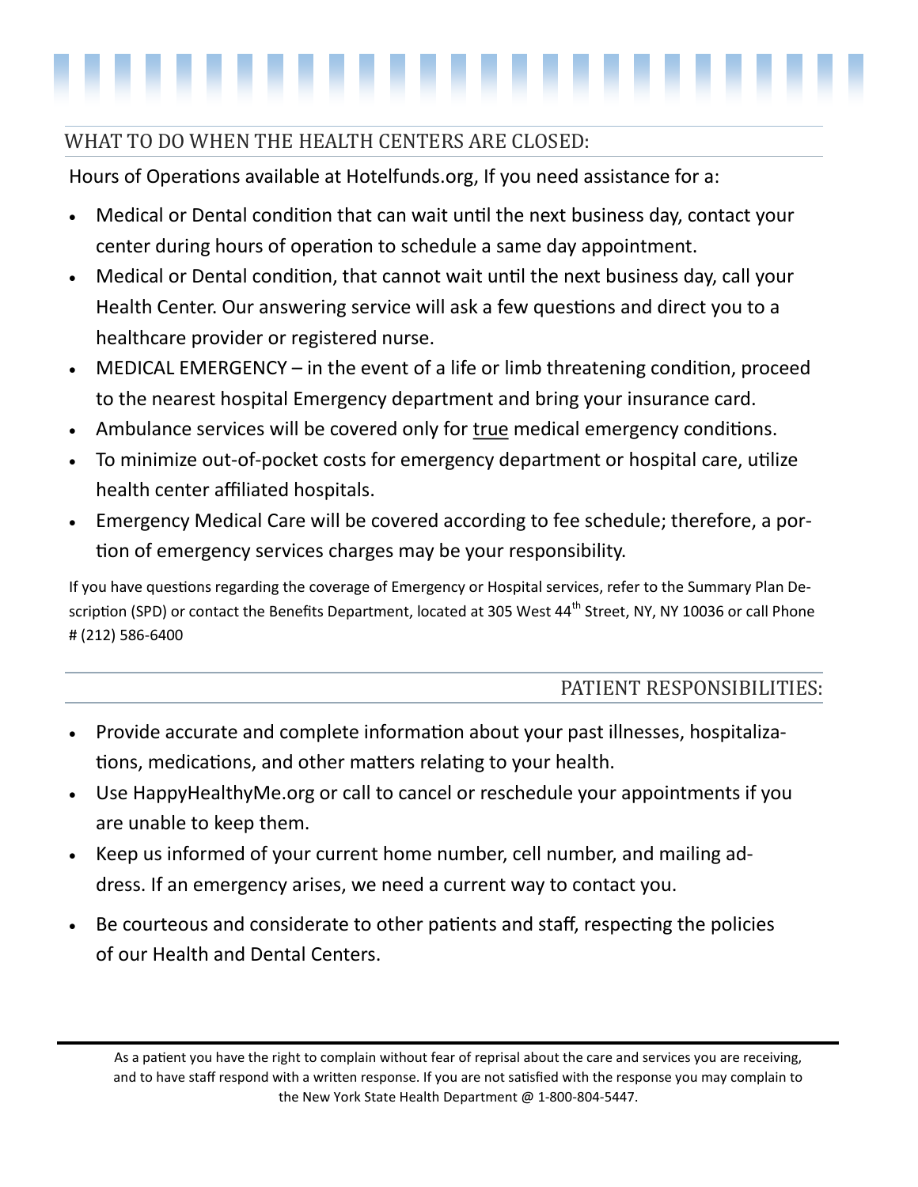## WHAT TO DO WHEN THE HEALTH CENTERS ARE CLOSED:

Hours of Operations available at Hotelfunds.org, If you need assistance for a:

- Medical or Dental condition that can wait until the next business day, contact your center during hours of operation to schedule a same day appointment.
- Medical or Dental condition, that cannot wait until the next business day, call your Health Center. Our answering service will ask a few questions and direct you to a healthcare provider or registered nurse.
- MEDICAL EMERGENCY – in the event of a life or limb threatening condition, proceed to the nearest hospital Emergency department and bring your insurance card.
- Ambulance services will be covered only for <u>true</u> medical emergency conditions.
- To minimize out-of-pocket costs for emergency department or hospital care, utilize health center affiliated hospitals.
- Emergency Medical Care will be covered according to fee schedule; therefore, a portion of emergency services charges may be your responsibility.

If you have questions regarding the coverage of Emergency or Hospital services, refer to the Summary Plan Description (SPD) or contact the Benefits Department, located at 305 West 44th Street, NY, NY 10036 or call Phone # (212) 586-6400

## PATIENT RESPONSIBILITIES:

- Provide accurate and complete information about your past illnesses, hospitalizations, medications, and other matters relating to your health.
- Use HappyHealthyMe.org or call to cancel or reschedule your appointments if you are unable to keep them.
- Keep us informed of your current home number, cell number, and mailing address. If an emergency arises, we need a current way to contact you.
- Be courteous and considerate to other patients and staff, respecting the policies of our Health and Dental Centers.

---

As a patient you have the right to complain without fear of reprisal about the care and services you are receiving, and to have staff respond with a written response. If you are not satisfied with the response you may complain to the New York State Health Department @ 1-800-804-5447.